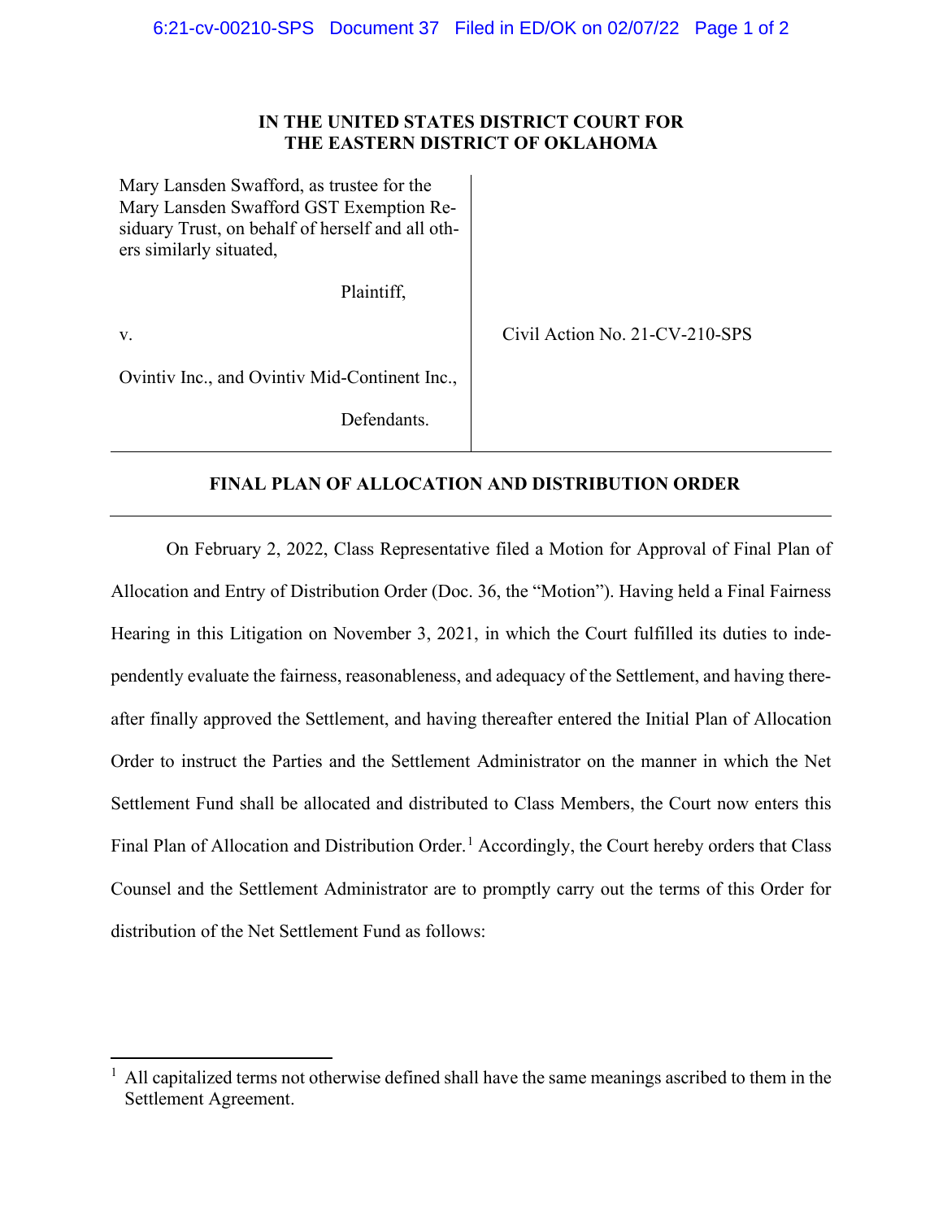**IN THE UNITED STATES DISTRICT COURT FOR THE EASTERN DISTRICT OF OKLAHOMA**

| | |
|---|---|
| Mary Lansden Swafford, as trustee for the Mary Lansden Swafford GST Exemption Residuary Trust, on behalf of herself and all others similarly situated,<br><br>Plaintiff,<br><br>v.<br><br>Ovintiv Inc., and Ovintiv Mid-Continent Inc.,<br><br>Defendants. | Civil Action No. 21-CV-210-SPS |

## FINAL PLAN OF ALLOCATION AND DISTRIBUTION ORDER

On February 2, 2022, Class Representative filed a Motion for Approval of Final Plan of Allocation and Entry of Distribution Order (Doc. 36, the "Motion"). Having held a Final Fairness Hearing in this Litigation on November 3, 2021, in which the Court fulfilled its duties to independently evaluate the fairness, reasonableness, and adequacy of the Settlement, and having thereafter finally approved the Settlement, and having thereafter entered the Initial Plan of Allocation Order to instruct the Parties and the Settlement Administrator on the manner in which the Net Settlement Fund shall be allocated and distributed to Class Members, the Court now enters this Final Plan of Allocation and Distribution Order.[1] Accordingly, the Court hereby orders that Class Counsel and the Settlement Administrator are to promptly carry out the terms of this Order for distribution of the Net Settlement Fund as follows:

[1] All capitalized terms not otherwise defined shall have the same meanings ascribed to them in the Settlement Agreement.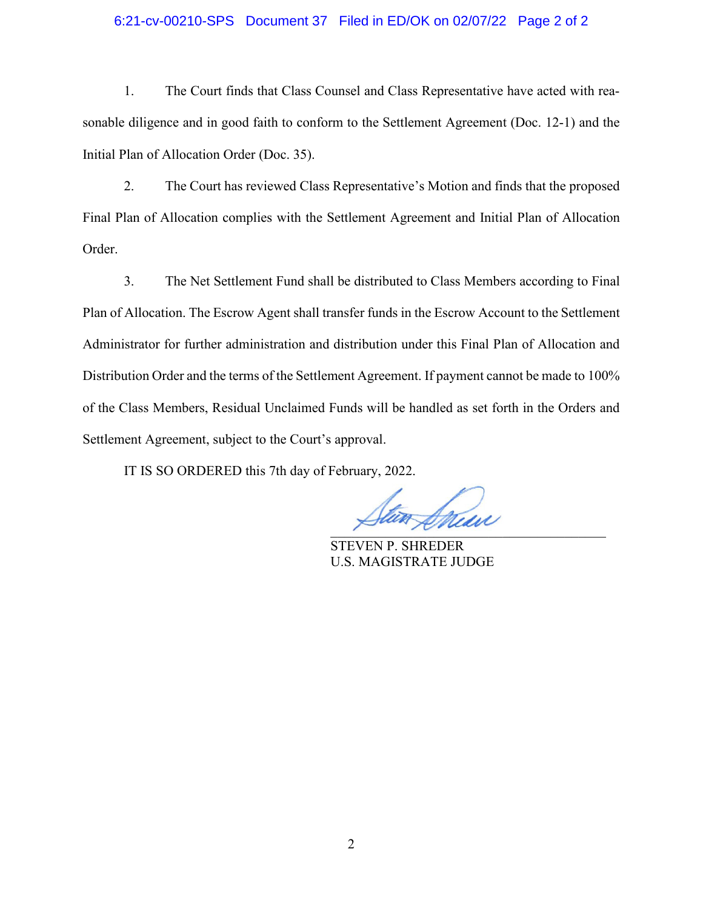1. The Court finds that Class Counsel and Class Representative have acted with reasonable diligence and in good faith to conform to the Settlement Agreement (Doc. 12-1) and the Initial Plan of Allocation Order (Doc. 35).

2. The Court has reviewed Class Representative's Motion and finds that the proposed Final Plan of Allocation complies with the Settlement Agreement and Initial Plan of Allocation Order.

3. The Net Settlement Fund shall be distributed to Class Members according to Final Plan of Allocation. The Escrow Agent shall transfer funds in the Escrow Account to the Settlement Administrator for further administration and distribution under this Final Plan of Allocation and Distribution Order and the terms of the Settlement Agreement. If payment cannot be made to 100% of the Class Members, Residual Unclaimed Funds will be handled as set forth in the Orders and Settlement Agreement, subject to the Court's approval.

IT IS SO ORDERED this 7th day of February, 2022.

STEVEN P. SHREDER
U.S. MAGISTRATE JUDGE